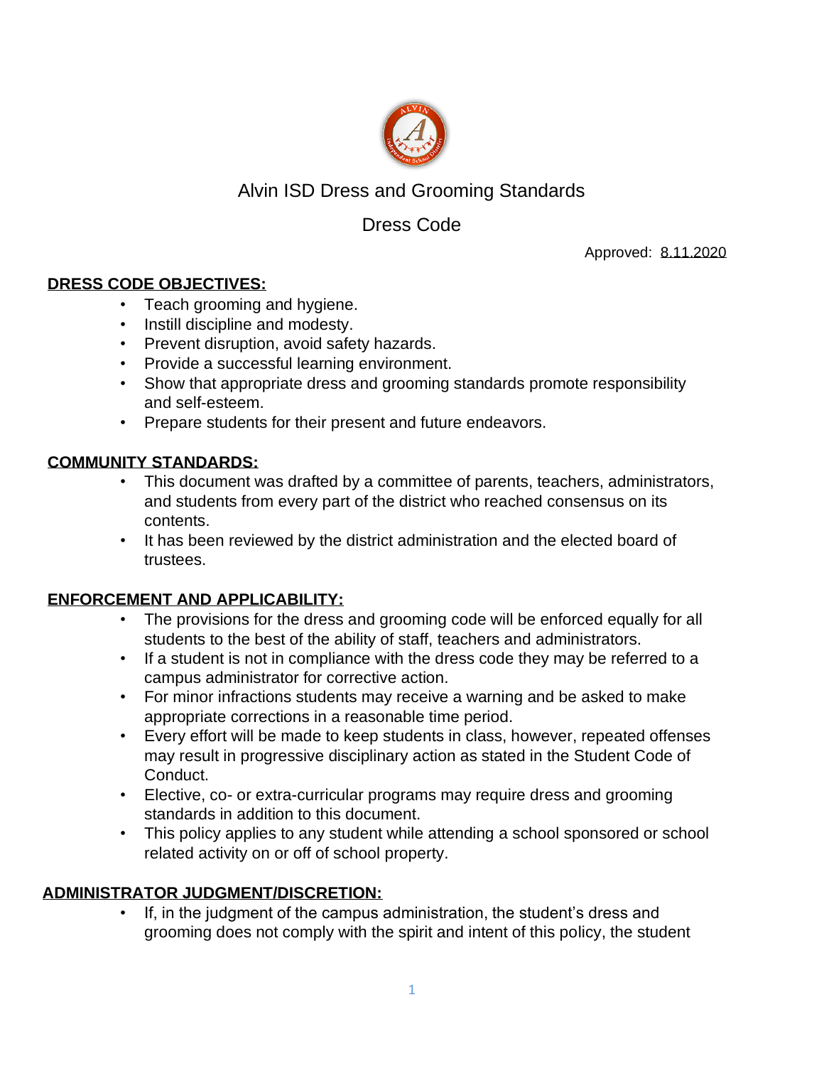# Alvin ISD Dress and Grooming Standards

## Dress Code

Approved: 8.11.2020

**DRESS CODE OBJECTIVES:**

- Teach grooming and hygiene.
- Instill discipline and modesty.
- Prevent disruption, avoid safety hazards.
- Provide a successful learning environment.
- Show that appropriate dress and grooming standards promote responsibility and self-esteem.
- Prepare students for their present and future endeavors.

**COMMUNITY STANDARDS:**

- This document was drafted by a committee of parents, teachers, administrators, and students from every part of the district who reached consensus on its contents.
- It has been reviewed by the district administration and the elected board of trustees.

**ENFORCEMENT AND APPLICABILITY:**

- The provisions for the dress and grooming code will be enforced equally for all students to the best of the ability of staff, teachers and administrators.
- If a student is not in compliance with the dress code they may be referred to a campus administrator for corrective action.
- For minor infractions students may receive a warning and be asked to make appropriate corrections in a reasonable time period.
- Every effort will be made to keep students in class, however, repeated offenses may result in progressive disciplinary action as stated in the Student Code of Conduct.
- Elective, co- or extra-curricular programs may require dress and grooming standards in addition to this document.
- This policy applies to any student while attending a school sponsored or school related activity on or off of school property.

**ADMINISTRATOR JUDGMENT/DISCRETION:**

- If, in the judgment of the campus administration, the student's dress and grooming does not comply with the spirit and intent of this policy, the student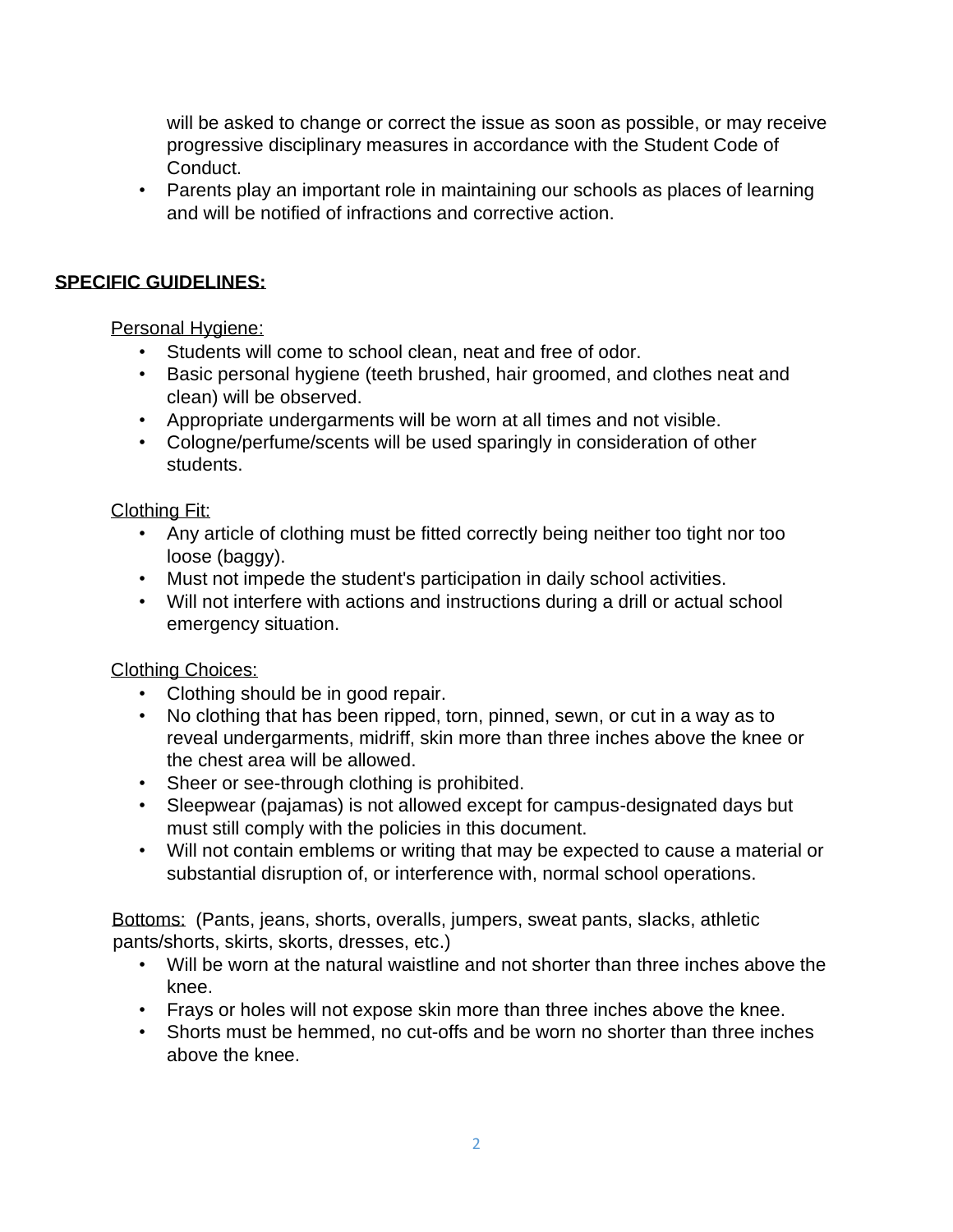will be asked to change or correct the issue as soon as possible, or may receive progressive disciplinary measures in accordance with the Student Code of Conduct.

- Parents play an important role in maintaining our schools as places of learning and will be notified of infractions and corrective action.

## SPECIFIC GUIDELINES:

Personal Hygiene:

- Students will come to school clean, neat and free of odor.
- Basic personal hygiene (teeth brushed, hair groomed, and clothes neat and clean) will be observed.
- Appropriate undergarments will be worn at all times and not visible.
- Cologne/perfume/scents will be used sparingly in consideration of other students.

Clothing Fit:

- Any article of clothing must be fitted correctly being neither too tight nor too loose (baggy).
- Must not impede the student's participation in daily school activities.
- Will not interfere with actions and instructions during a drill or actual school emergency situation.

Clothing Choices:

- Clothing should be in good repair.
- No clothing that has been ripped, torn, pinned, sewn, or cut in a way as to reveal undergarments, midriff, skin more than three inches above the knee or the chest area will be allowed.
- Sheer or see-through clothing is prohibited.
- Sleepwear (pajamas) is not allowed except for campus-designated days but must still comply with the policies in this document.
- Will not contain emblems or writing that may be expected to cause a material or substantial disruption of, or interference with, normal school operations.

Bottoms: (Pants, jeans, shorts, overalls, jumpers, sweat pants, slacks, athletic pants/shorts, skirts, skorts, dresses, etc.)

- Will be worn at the natural waistline and not shorter than three inches above the knee.
- Frays or holes will not expose skin more than three inches above the knee.
- Shorts must be hemmed, no cut-offs and be worn no shorter than three inches above the knee.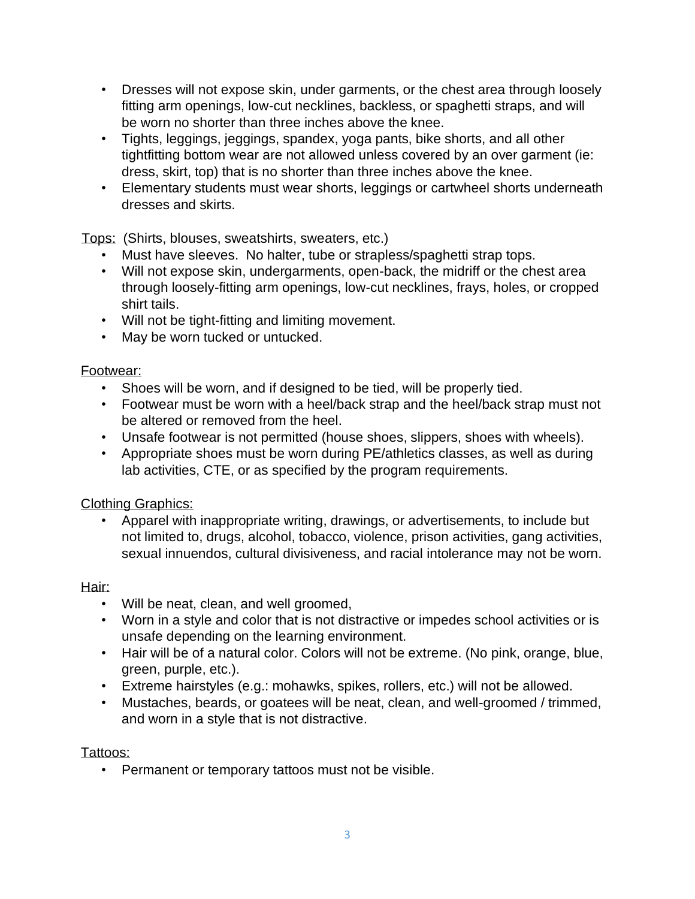- Dresses will not expose skin, under garments, or the chest area through loosely fitting arm openings, low-cut necklines, backless, or spaghetti straps, and will be worn no shorter than three inches above the knee.
- Tights, leggings, jeggings, spandex, yoga pants, bike shorts, and all other tightfitting bottom wear are not allowed unless covered by an over garment (ie: dress, skirt, top) that is no shorter than three inches above the knee.
- Elementary students must wear shorts, leggings or cartwheel shorts underneath dresses and skirts.

Tops: (Shirts, blouses, sweatshirts, sweaters, etc.)

- Must have sleeves. No halter, tube or strapless/spaghetti strap tops.
- Will not expose skin, undergarments, open-back, the midriff or the chest area through loosely-fitting arm openings, low-cut necklines, frays, holes, or cropped shirt tails.
- Will not be tight-fitting and limiting movement.
- May be worn tucked or untucked.

Footwear:

- Shoes will be worn, and if designed to be tied, will be properly tied.
- Footwear must be worn with a heel/back strap and the heel/back strap must not be altered or removed from the heel.
- Unsafe footwear is not permitted (house shoes, slippers, shoes with wheels).
- Appropriate shoes must be worn during PE/athletics classes, as well as during lab activities, CTE, or as specified by the program requirements.

Clothing Graphics:

- Apparel with inappropriate writing, drawings, or advertisements, to include but not limited to, drugs, alcohol, tobacco, violence, prison activities, gang activities, sexual innuendos, cultural divisiveness, and racial intolerance may not be worn.

Hair:

- Will be neat, clean, and well groomed,
- Worn in a style and color that is not distractive or impedes school activities or is unsafe depending on the learning environment.
- Hair will be of a natural color. Colors will not be extreme. (No pink, orange, blue, green, purple, etc.).
- Extreme hairstyles (e.g.: mohawks, spikes, rollers, etc.) will not be allowed.
- Mustaches, beards, or goatees will be neat, clean, and well-groomed / trimmed, and worn in a style that is not distractive.

Tattoos:

- Permanent or temporary tattoos must not be visible.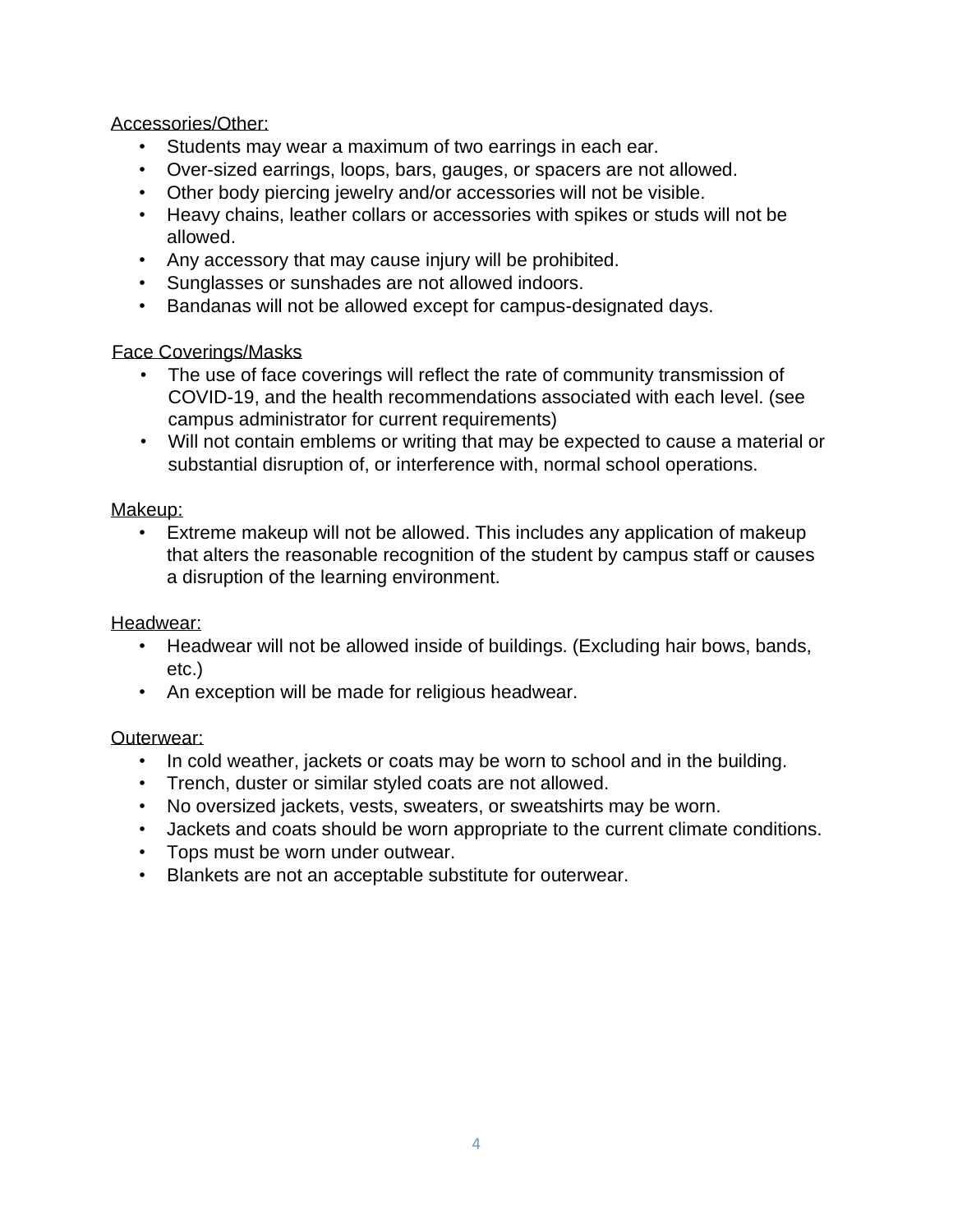Accessories/Other:

- Students may wear a maximum of two earrings in each ear.
- Over-sized earrings, loops, bars, gauges, or spacers are not allowed.
- Other body piercing jewelry and/or accessories will not be visible.
- Heavy chains, leather collars or accessories with spikes or studs will not be allowed.
- Any accessory that may cause injury will be prohibited.
- Sunglasses or sunshades are not allowed indoors.
- Bandanas will not be allowed except for campus-designated days.

Face Coverings/Masks

- The use of face coverings will reflect the rate of community transmission of COVID-19, and the health recommendations associated with each level. (see campus administrator for current requirements)
- Will not contain emblems or writing that may be expected to cause a material or substantial disruption of, or interference with, normal school operations.

Makeup:

- Extreme makeup will not be allowed. This includes any application of makeup that alters the reasonable recognition of the student by campus staff or causes a disruption of the learning environment.

Headwear:

- Headwear will not be allowed inside of buildings. (Excluding hair bows, bands, etc.)
- An exception will be made for religious headwear.

Outerwear:

- In cold weather, jackets or coats may be worn to school and in the building.
- Trench, duster or similar styled coats are not allowed.
- No oversized jackets, vests, sweaters, or sweatshirts may be worn.
- Jackets and coats should be worn appropriate to the current climate conditions.
- Tops must be worn under outwear.
- Blankets are not an acceptable substitute for outerwear.